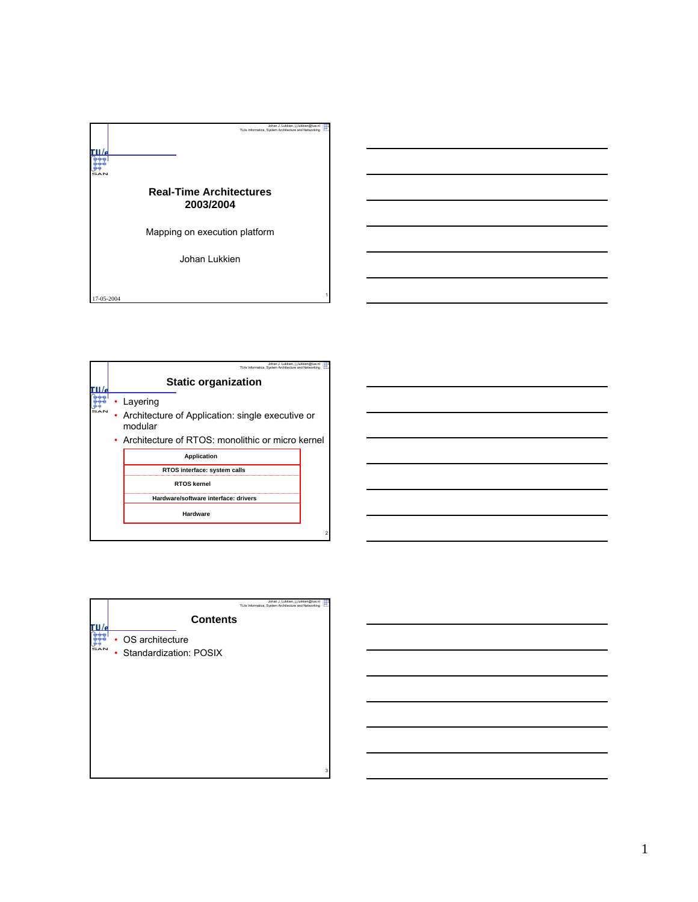# Real-Time Architectures 2003/2004

Mapping on execution platform

Johan Lukkien

17-05-2004

## Static organization

- Layering
- Architecture of Application: single executive or modular
- Architecture of RTOS: monolithic or micro kernel

| Application |
|---|
| RTOS interface: system calls |
| RTOS kernel |
| Hardware/software interface: drivers |
| Hardware |

## Contents

- OS architecture
- Standardization: POSIX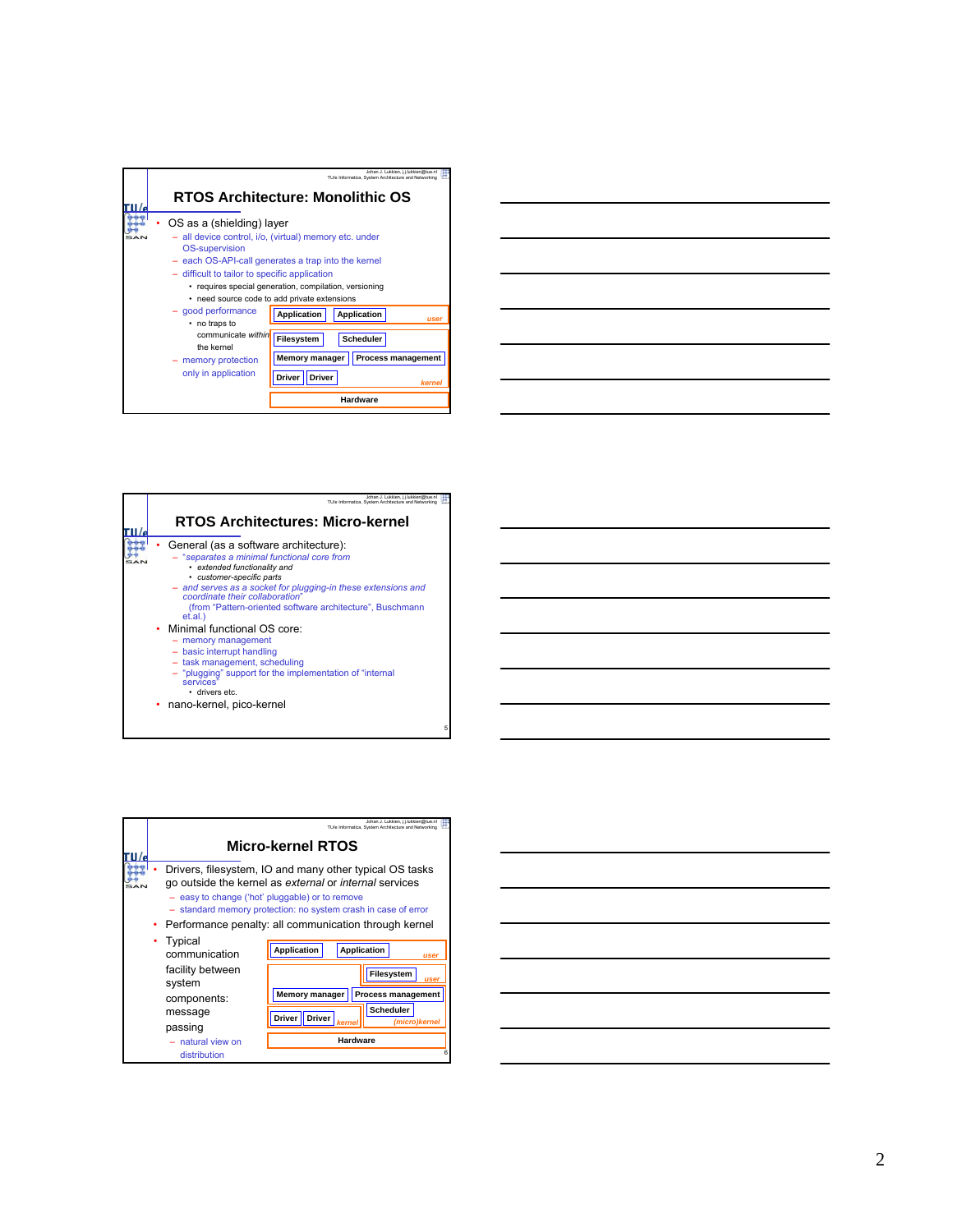## RTOS Architecture: Monolithic OS

- OS as a (shielding) layer
  - all device control, i/o, (virtual) memory etc. under OS-supervision
  - each OS-API-call generates a trap into the kernel
  - difficult to tailor to specific application
    - requires special generation, compilation, versioning
    - need source code to add private extensions
  - good performance
    - no traps to communicate *within* the kernel
  - memory protection only in application

Application | Application — *user*

Filesystem | Scheduler | Memory manager | Process management | Driver | Driver — *kernel*

Hardware

## RTOS Architectures: Micro-kernel

- General (as a software architecture):
  - *"separates a minimal functional core from*
    - *extended functionality and*
    - *customer-specific parts*
  - *and serves as a socket for plugging-in these extensions and coordinate their collaboration"*
    (from "Pattern-oriented software architecture", Buschmann et.al.)
- Minimal functional OS core:
  - memory management
  - basic interrupt handling
  - task management, scheduling
  - "plugging" support for the implementation of "internal services"
    - drivers etc.
- nano-kernel, pico-kernel

## Micro-kernel RTOS

- Drivers, filesystem, IO and many other typical OS tasks go outside the kernel as *external* or *internal* services
  - easy to change ('hot' pluggable) or to remove
  - standard memory protection: no system crash in case of error
- Performance penalty: all communication through kernel
- Typical communication facility between system components: message passing
  - natural view on distribution

Application | Application — *user*

Filesystem — *user*

Memory manager | Process management

Driver | Driver — *kernel* | Scheduler — *(micro)kernel*

Hardware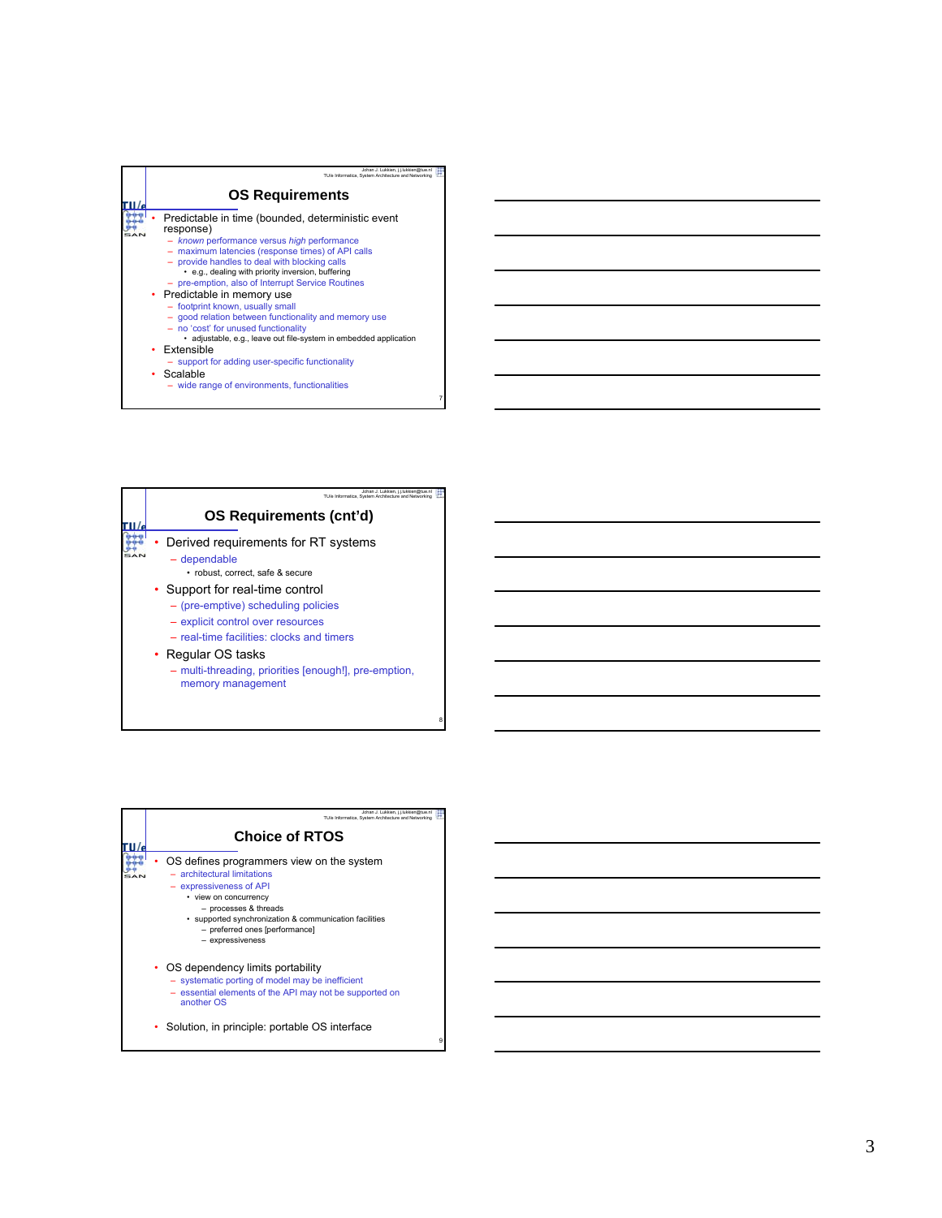## OS Requirements

- Predictable in time (bounded, deterministic event response)
  - *known* performance versus *high* performance
  - maximum latencies (response times) of API calls
  - provide handles to deal with blocking calls
    - e.g., dealing with priority inversion, buffering
  - pre-emption, also of Interrupt Service Routines
- Predictable in memory use
  - footprint known, usually small
  - good relation between functionality and memory use
  - no 'cost' for unused functionality
    - adjustable, e.g., leave out file-system in embedded application
- Extensible
  - support for adding user-specific functionality
- Scalable
  - wide range of environments, functionalities

## OS Requirements (cnt'd)

- Derived requirements for RT systems
  - dependable
    - robust, correct, safe & secure
- Support for real-time control
  - (pre-emptive) scheduling policies
  - explicit control over resources
  - real-time facilities: clocks and timers
- Regular OS tasks
  - multi-threading, priorities [enough!], pre-emption, memory management

## Choice of RTOS

- OS defines programmers view on the system
  - architectural limitations
  - expressiveness of API
    - view on concurrency
      - processes & threads
    - supported synchronization & communication facilities
      - preferred ones [performance]
      - expressiveness
- OS dependency limits portability
  - systematic porting of model may be inefficient
  - essential elements of the API may not be supported on another OS
- Solution, in principle: portable OS interface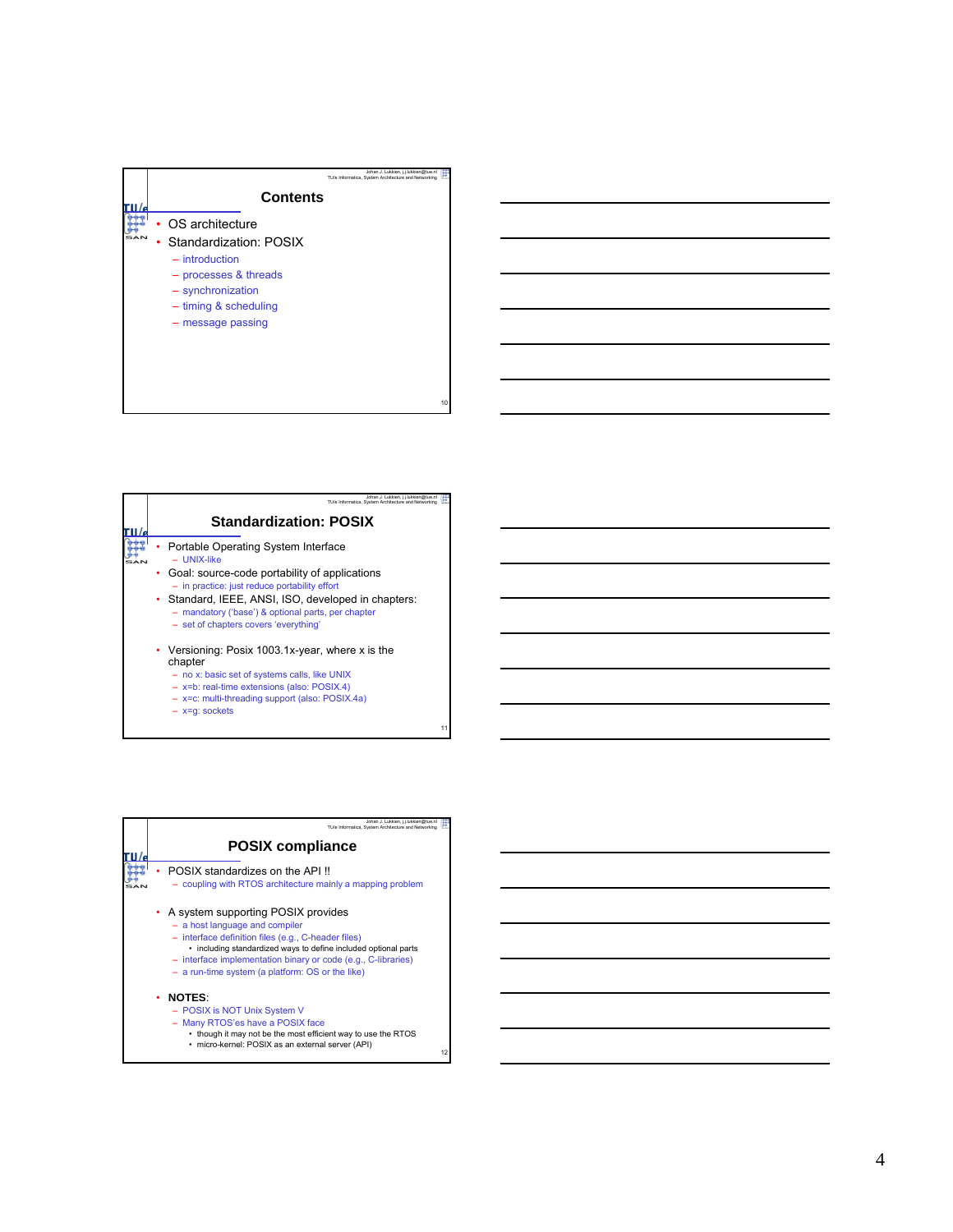## Contents

- OS architecture
- Standardization: POSIX
  - introduction
  - processes & threads
  - synchronization
  - timing & scheduling
  - message passing

## Standardization: POSIX

- Portable Operating System Interface
  - UNIX-like
- Goal: source-code portability of applications
  - in practice: just reduce portability effort
- Standard, IEEE, ANSI, ISO, developed in chapters:
  - mandatory ('base') & optional parts, per chapter
  - set of chapters covers 'everything'
- Versioning: Posix 1003.1x-year, where x is the chapter
  - no x: basic set of systems calls, like UNIX
  - x=b: real-time extensions (also: POSIX.4)
  - x=c: multi-threading support (also: POSIX.4a)
  - x=g: sockets

## POSIX compliance

- POSIX standardizes on the API !!
  - coupling with RTOS architecture mainly a mapping problem
- A system supporting POSIX provides
  - a host language and compiler
  - interface definition files (e.g., C-header files)
    - including standardized ways to define included optional parts
  - interface implementation binary or code (e.g., C-libraries)
  - a run-time system (a platform: OS or the like)
- **NOTES**:
  - POSIX is NOT Unix System V
  - Many RTOS'es have a POSIX face
    - though it may not be the most efficient way to use the RTOS
    - micro-kernel: POSIX as an external server (API)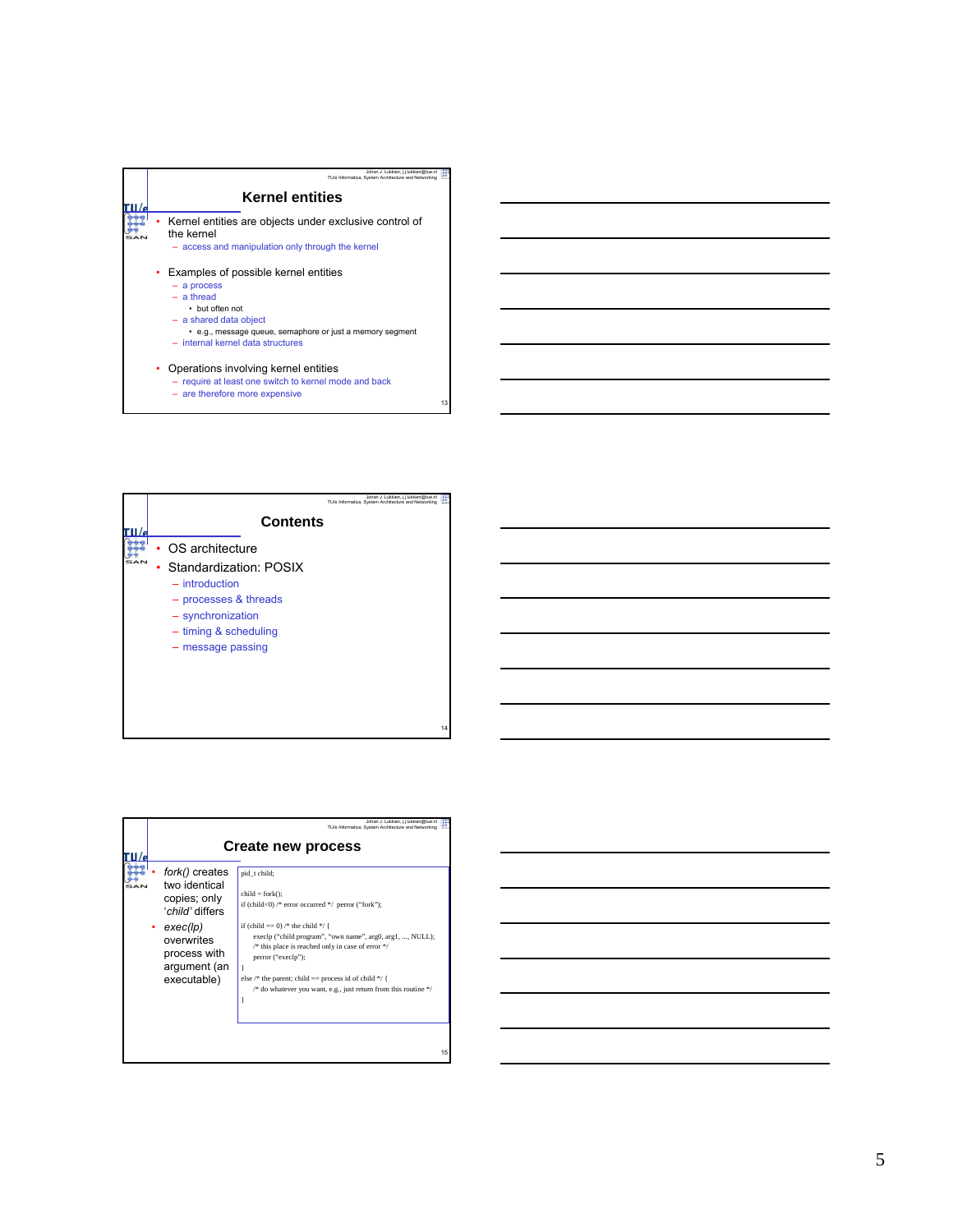## Kernel entities

- Kernel entities are objects under exclusive control of the kernel
  - access and manipulation only through the kernel
- Examples of possible kernel entities
  - a process
  - a thread
    - but often not
  - a shared data object
    - e.g., message queue, semaphore or just a memory segment
  - internal kernel data structures
- Operations involving kernel entities
  - require at least one switch to kernel mode and back
  - are therefore more expensive

## Contents

- OS architecture
- Standardization: POSIX
  - introduction
  - processes & threads
  - synchronization
  - timing & scheduling
  - message passing

## Create new process

- *fork()* creates two identical copies; only '*child*' differs
- *exec(lp)* overwrites process with argument (an executable)

```
pid_t child;

child = fork();
if (child<0) /* error occurred */ perror ("fork");

if (child == 0) /* the child */ {
    execlp ("child program", "own name", arg0, arg1, ..., NULL);
    /* this place is reached only in case of error */
    perror ("execlp");
}
else /* the parent; child == process id of child */ {
    /* do whatever you want, e.g., just return from this routine */
}
```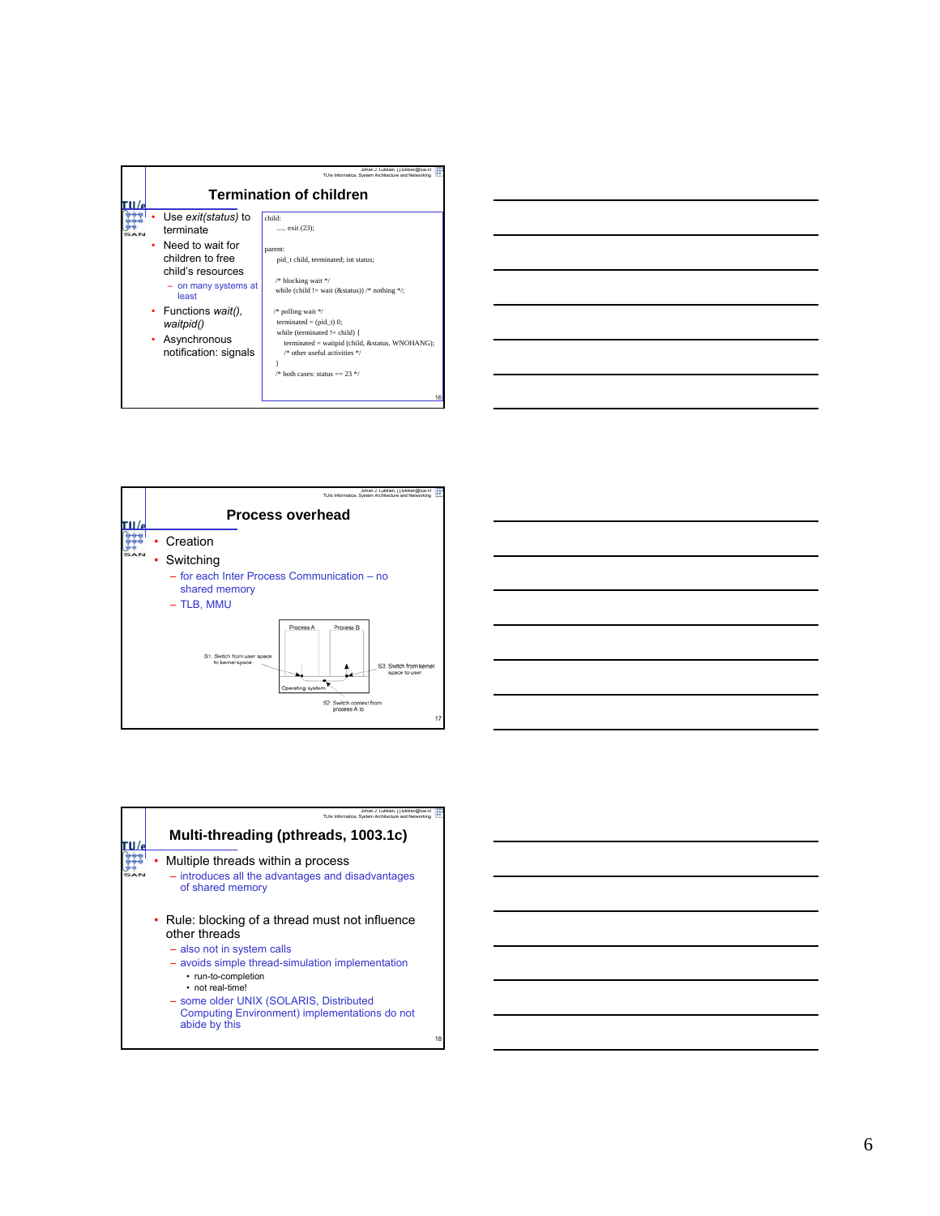## Termination of children

- Use *exit(status)* to terminate
- Need to wait for children to free child's resources
  - on many systems at least
- Functions *wait()*, *waitpid()*
- Asynchronous notification: signals

```
child:
    ..... exit (23);

parent:
    pid_t child, terminated; int status;

    /* blocking wait */
    while (child != wait (&status)) /* nothing */;

    /* polling wait */
    terminated = (pid_t) 0;
    while (terminated != child) {
        terminated = waitpid (child, &status, WNOHANG);
        /* other useful activities */
    }
    /* both cases: status == 23 */
```

## Process overhead

- Creation
- Switching
  - for each Inter Process Communication – no shared memory
  - TLB, MMU

Process A | Process B | Operating system

S1: Switch from user space to kernel space

S2: Switch context from process A to

S3: Switch from kernel space to user

## Multi-threading (pthreads, 1003.1c)

- Multiple threads within a process
  - introduces all the advantages and disadvantages of shared memory
- Rule: blocking of a thread must not influence other threads
  - also not in system calls
  - avoids simple thread-simulation implementation
    - run-to-completion
    - not real-time!
  - some older UNIX (SOLARIS, Distributed Computing Environment) implementations do not abide by this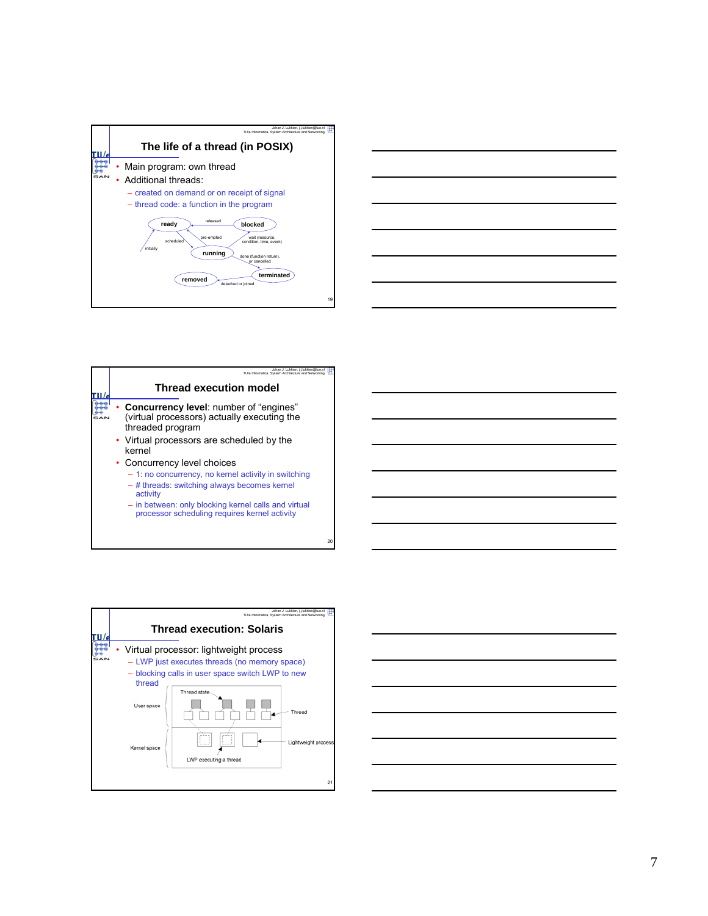## The life of a thread (in POSIX)

- Main program: own thread
- Additional threads:
  - created on demand or on receipt of signal
  - thread code: a function in the program

ready — released — blocked

initially — scheduled — pre-empted — wait (resource, condition, time, event)

running

done (function return), or cancelled

removed — detached or joined — terminated

## Thread execution model

- **Concurrency level**: number of “engines” (virtual processors) actually executing the threaded program
- Virtual processors are scheduled by the kernel
- Concurrency level choices
  - 1: no concurrency, no kernel activity in switching
  - # threads: switching always becomes kernel activity
  - in between: only blocking kernel calls and virtual processor scheduling requires kernel activity

## Thread execution: Solaris

- Virtual processor: lightweight process
  - LWP just executes threads (no memory space)
  - blocking calls in user space switch LWP to new thread

User space — Thread state — Thread

Kernel space — Lightweight process — LWP executing a thread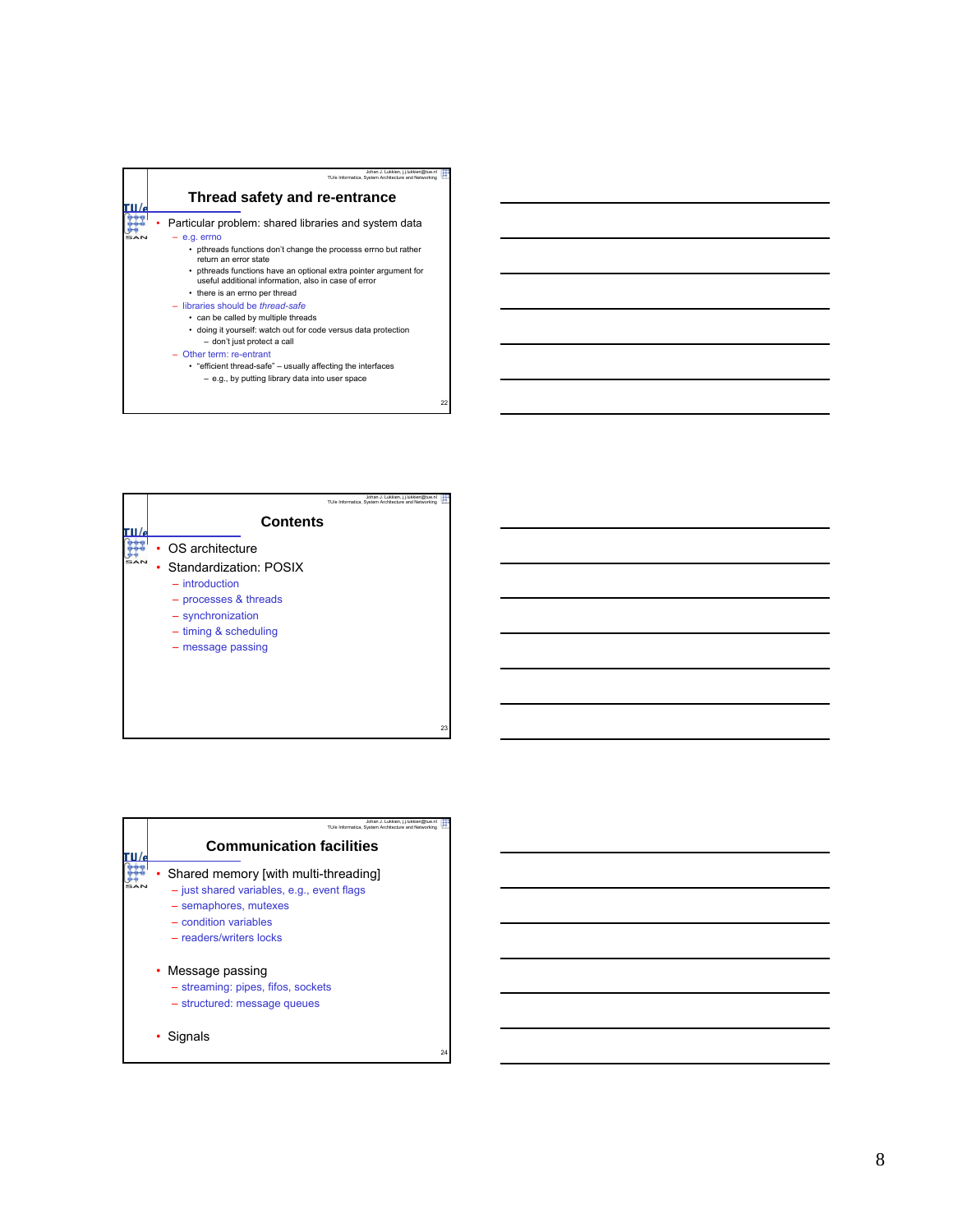## Thread safety and re-entrance

- Particular problem: shared libraries and system data
  - e.g. errno
    - pthreads functions don't change the processs errno but rather return an error state
    - pthreads functions have an optional extra pointer argument for useful additional information, also in case of error
    - there is an errno per thread
  - libraries should be *thread-safe*
    - can be called by multiple threads
    - doing it yourself: watch out for code versus data protection
      - don't just protect a call
  - Other term: re-entrant
    - "efficient thread-safe" – usually affecting the interfaces
      - e.g., by putting library data into user space

## Contents

- OS architecture
- Standardization: POSIX
  - introduction
  - processes & threads
  - synchronization
  - timing & scheduling
  - message passing

## Communication facilities

- Shared memory [with multi-threading]
  - just shared variables, e.g., event flags
  - semaphores, mutexes
  - condition variables
  - readers/writers locks
- Message passing
  - streaming: pipes, fifos, sockets
  - structured: message queues
- Signals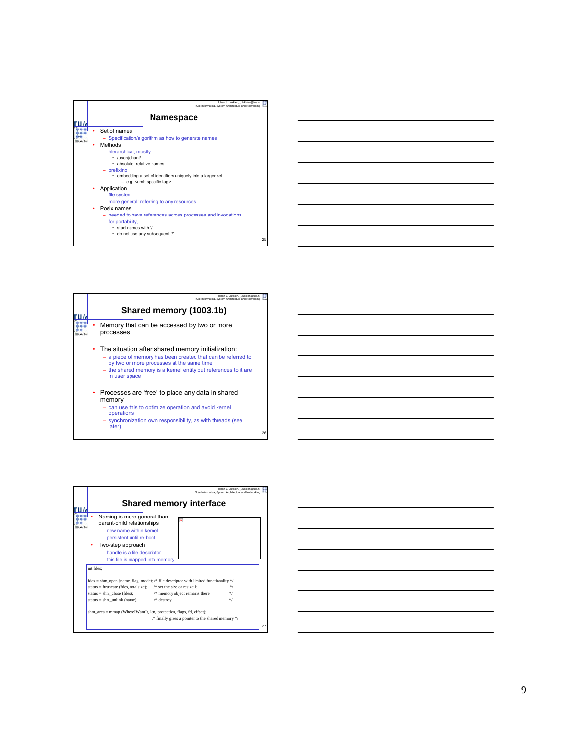## Namespace

- Set of names
  - Specification/algorithm as how to generate names
- Methods
  - hierarchical, mostly
    - /user/johanl/....
    - absolute, relative names
  - prefixing
    - embedding a set of identifiers uniquely into a larger set
      - e.g. <uml: specific tag>
- Application
  - file system
  - more general: referring to any resources
- Posix names
  - needed to have references across processes and invocations
  - for portability,
    - start names with '/'
    - do not use any subsequent '/'

## Shared memory (1003.1b)

- Memory that can be accessed by two or more processes
- The situation after shared memory initialization:
  - a piece of memory has been created that can be referred to by two or more processes at the same time
  - the shared memory is a kernel entity but references to it are in user space
- Processes are 'free' to place any data in shared memory
  - can use this to optimize operation and avoid kernel operations
  - synchronization own responsibility, as with threads (see later)

## Shared memory interface

- Naming is more general than parent-child relationships
  - new name within kernel
  - persistent until re-boot
- Two-step approach
  - handle is a file descriptor
  - this file is mapped into memory

```
int fdes;

fdes = shm_open (name, flag, mode); /* file descriptor with limited functionality */
status = ftruncate (fdes, totalsize);   /* set the size or resize it            */
status = shm_close (fdes);              /* memory object remains there          */
status = shm_unlink (name);             /* destroy                              */

shm_area = mmap (WhereIWantIt, len, protection, flags, fd, offset);
                                /* finally gives a pointer to the shared memory */
```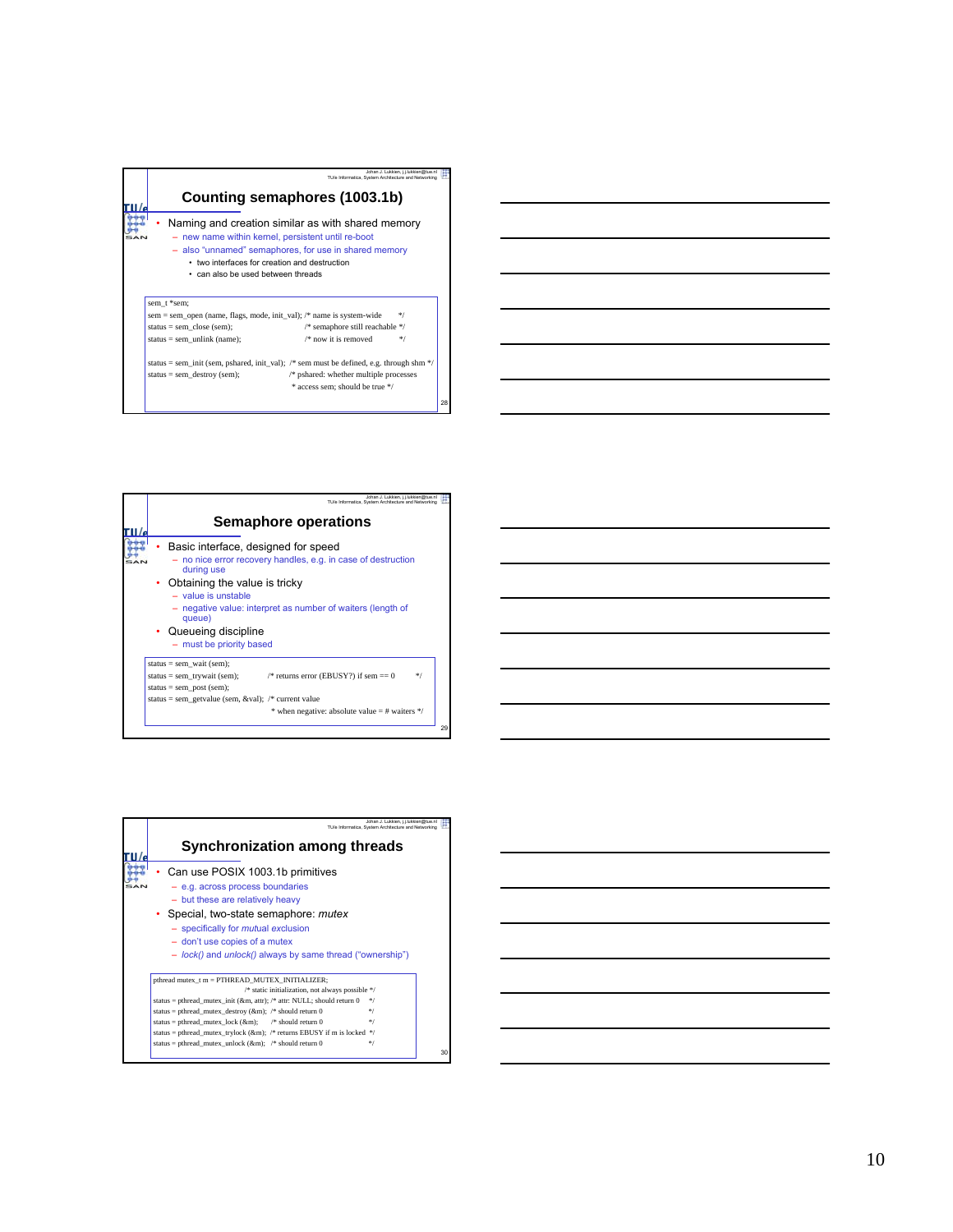## Counting semaphores (1003.1b)

- Naming and creation similar as with shared memory
  - new name within kernel, persistent until re-boot
  - also "unnamed" semaphores, for use in shared memory
    - two interfaces for creation and destruction
    - can also be used between threads

```
sem_t *sem;
sem = sem_open (name, flags, mode, init_val); /* name is system-wide       */
status = sem_close (sem);                     /* semaphore still reachable */
status = sem_unlink (name);                   /* now it is removed         */

status = sem_init (sem, pshared, init_val);  /* sem must be defined, e.g. through shm */
status = sem_destroy (sem);                  /* pshared: whether multiple processes
                                              * access sem; should be true */
```

## Semaphore operations

- Basic interface, designed for speed
  - no nice error recovery handles, e.g. in case of destruction during use
- Obtaining the value is tricky
  - value is unstable
  - negative value: interpret as number of waiters (length of queue)
- Queueing discipline
  - must be priority based

```
status = sem_wait (sem);
status = sem_trywait (sem);          /* returns error (EBUSY?) if sem == 0    */
status = sem_post (sem);
status = sem_getvalue (sem, &val);   /* current value
                                      * when negative: absolute value = # waiters */
```

## Synchronization among threads

- Can use POSIX 1003.1b primitives
  - e.g. across process boundaries
  - but these are relatively heavy
- Special, two-state semaphore: *mutex*
  - specifically for *mut*ual *ex*clusion
  - don't use copies of a mutex
  - *lock()* and *unlock()* always by same thread ("ownership")

```
pthread_mutex_t m = PTHREAD_MUTEX_INITIALIZER;
                        /* static initialization, not always possible */
status = pthread_mutex_init (&m, attr);  /* attr: NULL; should return 0   */
status = pthread_mutex_destroy (&m);     /* should return 0               */
status = pthread_mutex_lock (&m);        /* should return 0               */
status = pthread_mutex_trylock (&m);     /* returns EBUSY if m is locked  */
status = pthread_mutex_unlock (&m);      /* should return 0               */
```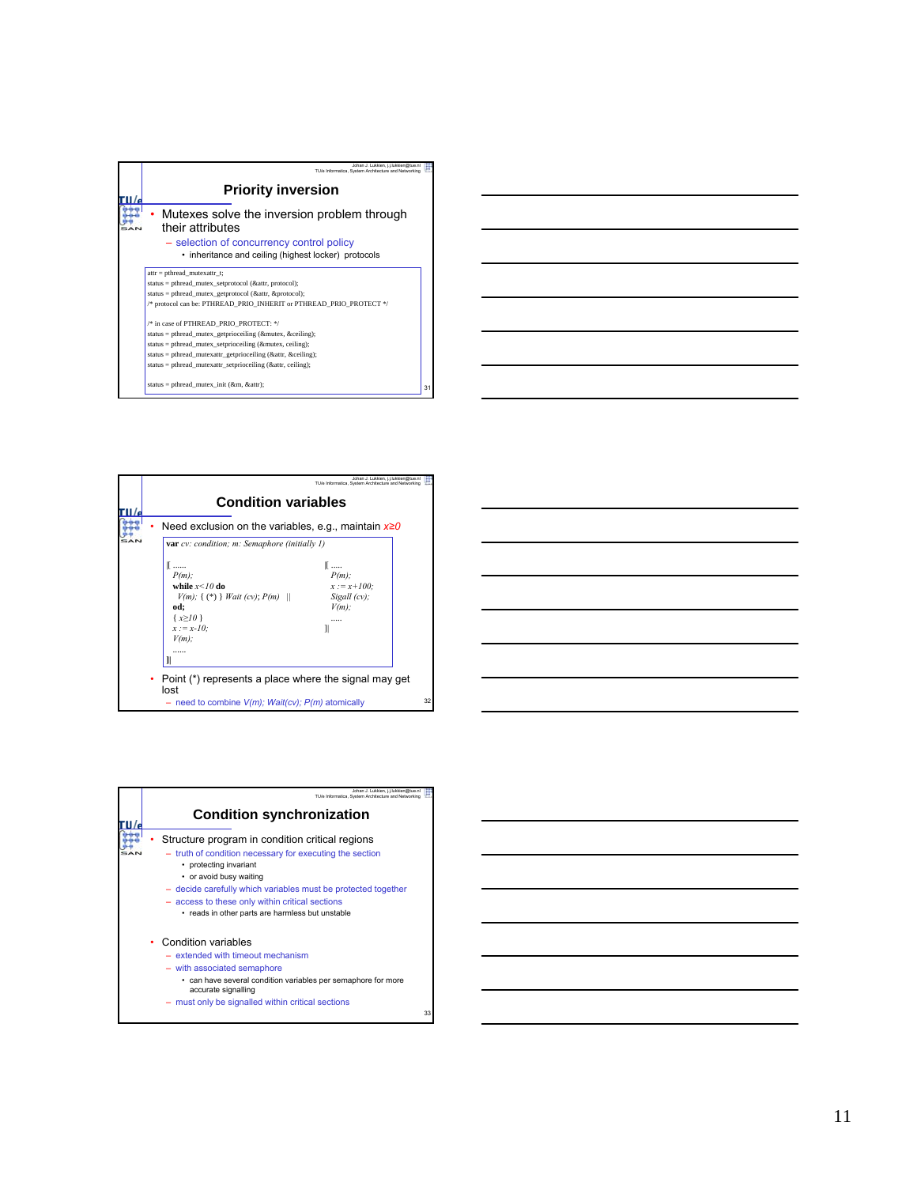## Priority inversion

- Mutexes solve the inversion problem through their attributes
  - selection of concurrency control policy
    - inheritance and ceiling (highest locker) protocols

```
attr = pthread_mutexattr_t;
status = pthread_mutex_setprotocol (&attr, protocol);
status = pthread_mutex_getprotocol (&attr, &protocol);
/* protocol can be: PTHREAD_PRIO_INHERIT or PTHREAD_PRIO_PROTECT */

/* in case of PTHREAD_PRIO_PROTECT: */
status = pthread_mutex_getprioceiling (&mutex, &ceiling);
status = pthread_mutex_setprioceiling (&mutex, ceiling);
status = pthread_mutexattr_getprioceiling (&attr, &ceiling);
status = pthread_mutexattr_setprioceiling (&attr, ceiling);

status = pthread_mutex_init (&m, &attr);
```

## Condition variables

- Need exclusion on the variables, e.g., maintain $x \geq 0$

```
var cv: condition; m: Semaphore (initially 1)

|[ ......                                  |[ .....
  P(m);                                       P(m);
  while x<10 do                               x := x+100;
    V(m); { (*) } Wait (cv); P(m)    ||       Sigall (cv);
  od;                                         V(m);
  { x≥10 }                                    .....
  x := x-10;                               ]|
  V(m);
  ......
]|
```

- Point (*) represents a place where the signal may get lost
  - need to combine *V(m); Wait(cv); P(m)* atomically

## Condition synchronization

- Structure program in condition critical regions
  - truth of condition necessary for executing the section
    - protecting invariant
    - or avoid busy waiting
  - decide carefully which variables must be protected together
  - access to these only within critical sections
    - reads in other parts are harmless but unstable
- Condition variables
  - extended with timeout mechanism
  - with associated semaphore
    - can have several condition variables per semaphore for more accurate signalling
  - must only be signalled within critical sections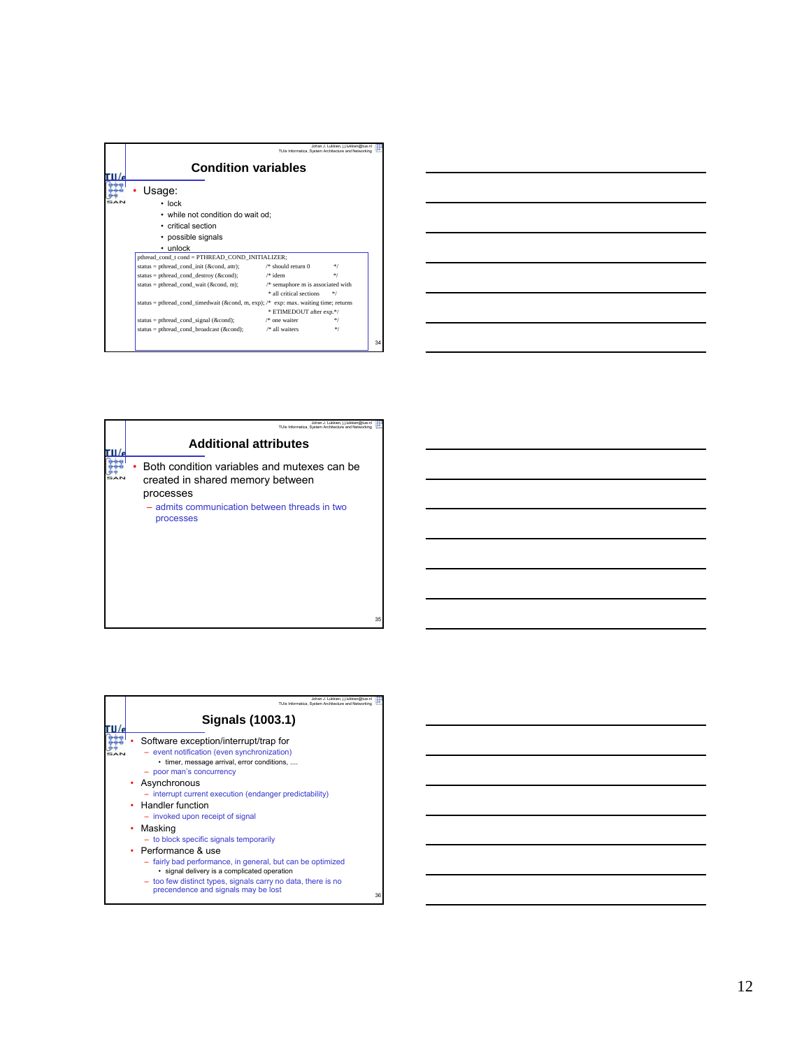## Condition variables

- Usage:
  - lock
  - while not condition do wait od;
  - critical section
  - possible signals
  - unlock

```
pthread_cond_t cond = PTHREAD_COND_INITIALIZER;
status = pthread_cond_init (&cond, attr);        /* should return 0          */
status = pthread_cond_destroy (&cond);           /* idem                     */
status = pthread_cond_wait (&cond, m);           /* semaphore m is associated with
                                                  * all critical sections    */
status = pthread_cond_timedwait (&cond, m, exp); /* exp: max. waiting time; returns
                                                  * ETIMEDOUT after exp.*/
status = pthread_cond_signal (&cond);            /* one waiter               */
status = pthread_cond_broadcast (&cond);         /* all waiters              */
```

## Additional attributes

- Both condition variables and mutexes can be created in shared memory between processes
  - admits communication between threads in two processes

## Signals (1003.1)

- Software exception/interrupt/trap for
  - event notification (even synchronization)
    - timer, message arrival, error conditions, ....
  - poor man's concurrency
- Asynchronous
  - interrupt current execution (endanger predictability)
- Handler function
  - invoked upon receipt of signal
- Masking
  - to block specific signals temporarily
- Performance & use
  - fairly bad performance, in general, but can be optimized
    - signal delivery is a complicated operation
  - too few distinct types, signals carry no data, there is no precendence and signals may be lost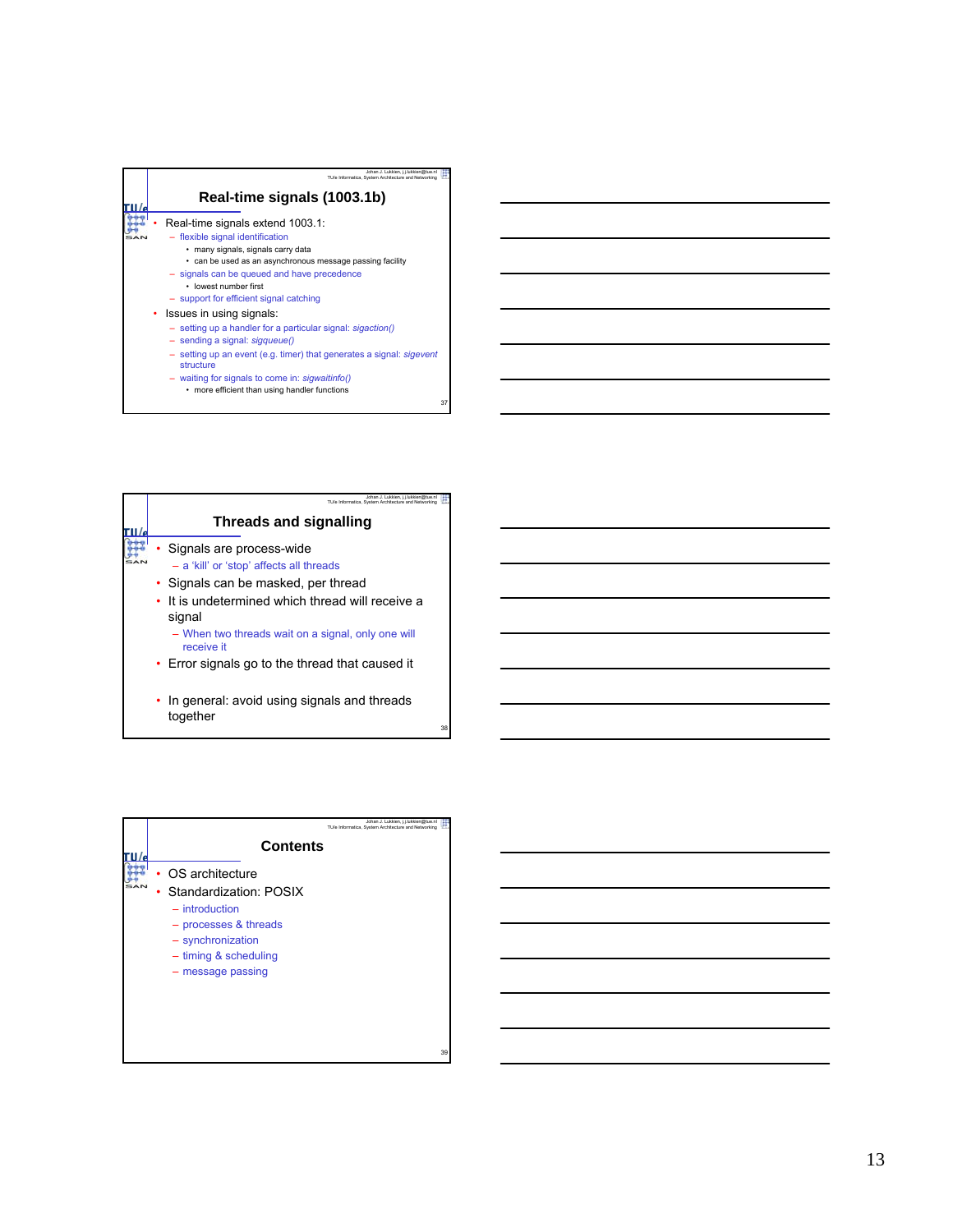## Real-time signals (1003.1b)

- Real-time signals extend 1003.1:
  - flexible signal identification
    - many signals, signals carry data
    - can be used as an asynchronous message passing facility
  - signals can be queued and have precedence
    - lowest number first
  - support for efficient signal catching
- Issues in using signals:
  - setting up a handler for a particular signal: *sigaction()*
  - sending a signal: *sigqueue()*
  - setting up an event (e.g. timer) that generates a signal: *sigevent* structure
  - waiting for signals to come in: *sigwaitinfo()*
    - more efficient than using handler functions

## Threads and signalling

- Signals are process-wide
  - a 'kill' or 'stop' affects all threads
- Signals can be masked, per thread
- It is undetermined which thread will receive a signal
  - When two threads wait on a signal, only one will receive it
- Error signals go to the thread that caused it
- In general: avoid using signals and threads together

## Contents

- OS architecture
- Standardization: POSIX
  - introduction
  - processes & threads
  - synchronization
  - timing & scheduling
  - message passing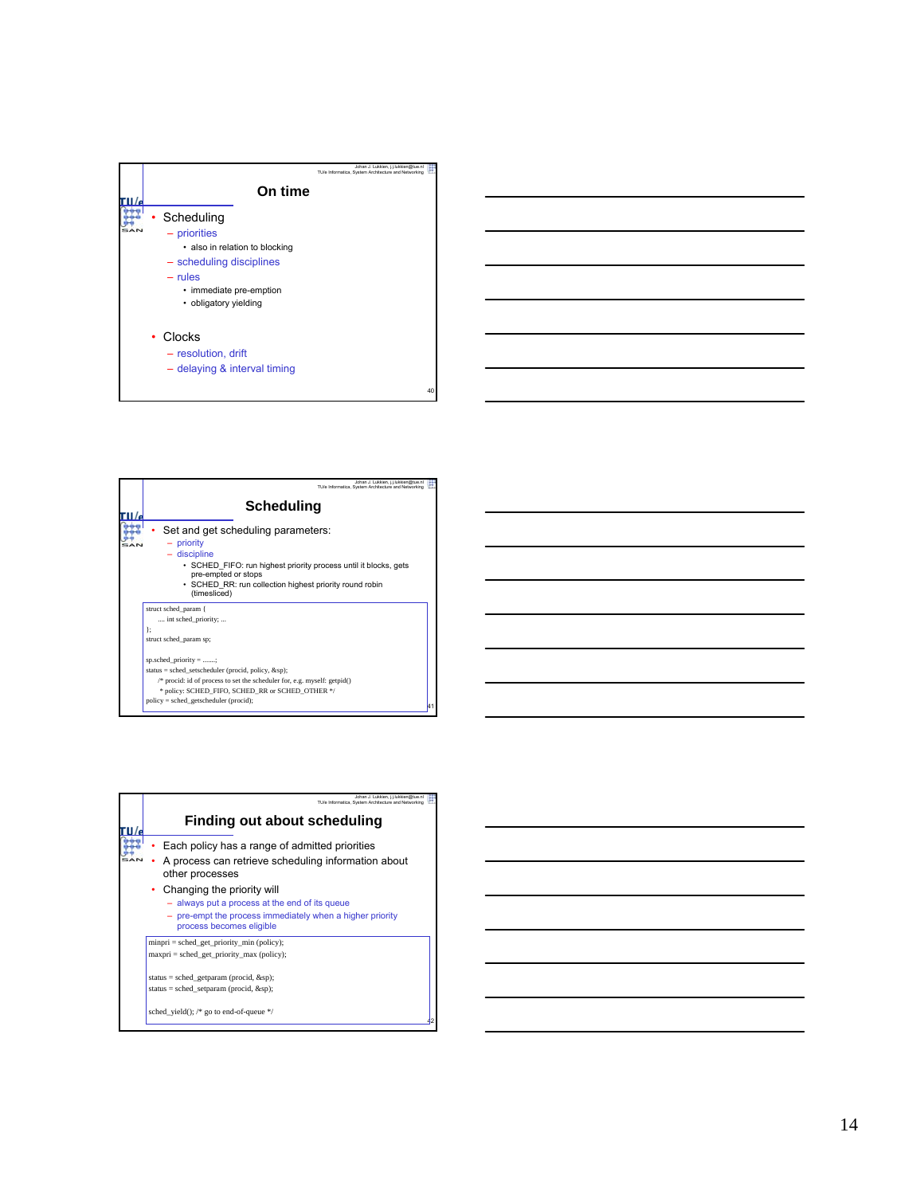## On time

- Scheduling
  - priorities
    - also in relation to blocking
  - scheduling disciplines
  - rules
    - immediate pre-emption
    - obligatory yielding
- Clocks
  - resolution, drift
  - delaying & interval timing

## Scheduling

- Set and get scheduling parameters:
  - priority
  - discipline
    - SCHED_FIFO: run highest priority process until it blocks, gets pre-empted or stops
    - SCHED_RR: run collection highest priority round robin (timesliced)

```
struct sched_param {
    .... int sched_priority; ...
};
struct sched_param sp;

sp.sched_priority = .......;
status = sched_setscheduler (procid, policy, &sp);
    /* procid: id of process to set the scheduler for, e.g. myself: getpid()
     * policy: SCHED_FIFO, SCHED_RR or SCHED_OTHER */
policy = sched_getscheduler (procid);
```

## Finding out about scheduling

- Each policy has a range of admitted priorities
- A process can retrieve scheduling information about other processes
- Changing the priority will
  - always put a process at the end of its queue
  - pre-empt the process immediately when a higher priority process becomes eligible

```
minpri = sched_get_priority_min (policy);
maxpri = sched_get_priority_max (policy);

status = sched_getparam (procid, &sp);
status = sched_setparam (procid, &sp);

sched_yield(); /* go to end-of-queue */
```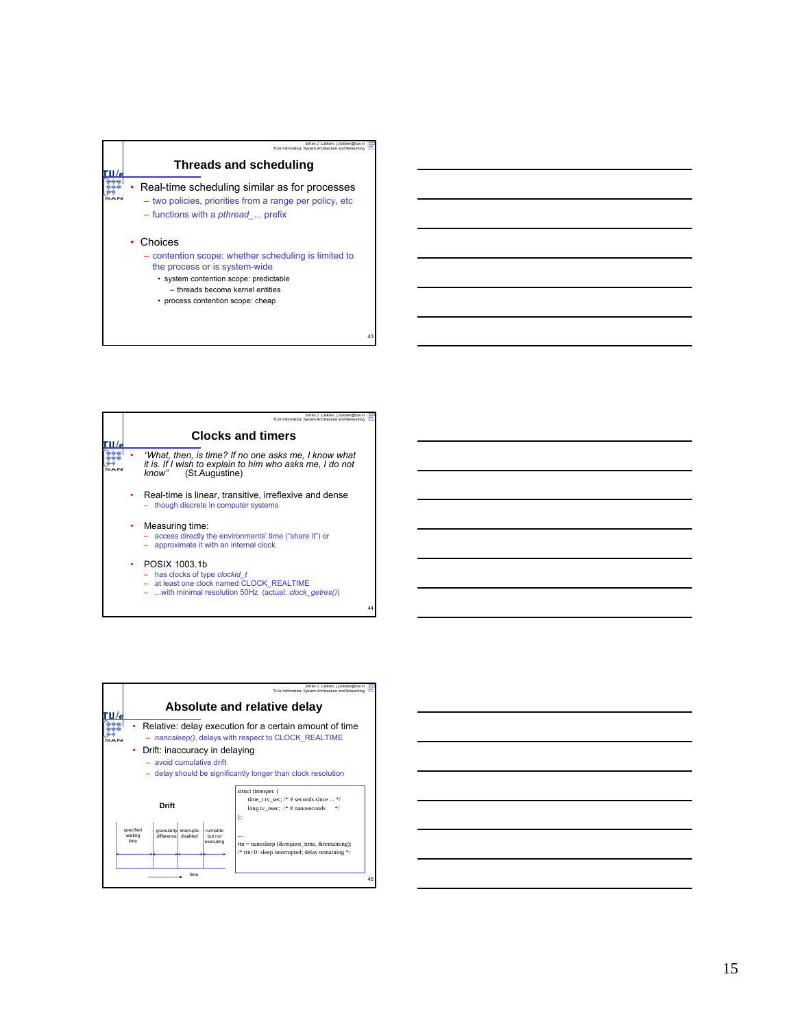## Threads and scheduling

- Real-time scheduling similar as for processes
  - two policies, priorities from a range per policy, etc
  - functions with a *pthread_*... prefix
- Choices
  - contention scope: whether scheduling is limited to the process or is system-wide
    - system contention scope: predictable
      - threads become kernel entities
    - process contention scope: cheap

## Clocks and timers

- *"What, then, is time? If no one asks me, I know what it is. If I wish to explain to him who asks me, I do not know"* (St.Augustine)
- Real-time is linear, transitive, irreflexive and dense
  - though discrete in computer systems
- Measuring time:
  - access directly the environments' time ("share it") or
  - approximate it with an internal clock
- POSIX 1003.1b
  - has clocks of type *clockid_t*
  - at least one clock named CLOCK_REALTIME
  - ...with minimal resolution 50Hz (actual: *clock_getres()*)

## Absolute and relative delay

- Relative: delay execution for a certain amount of time
  - *nanosleep()*, delays with respect to CLOCK_REALTIME
- Drift: inaccuracy in delaying
  - avoid cumulative drift
  - delay should be significantly longer than clock resolution

**Drift**

specified waiting time | granularity difference | interrupts disabled | runnable but not executing

time

```
struct timespec {
    time_t tv_sec; /* # seconds since ... */
    long tv_nsec; /* # nanoseconds */
};

....
rtn = nanosleep (&request_time, &remaining);
/* rtn<0: sleep interrupted; delay remaining */
```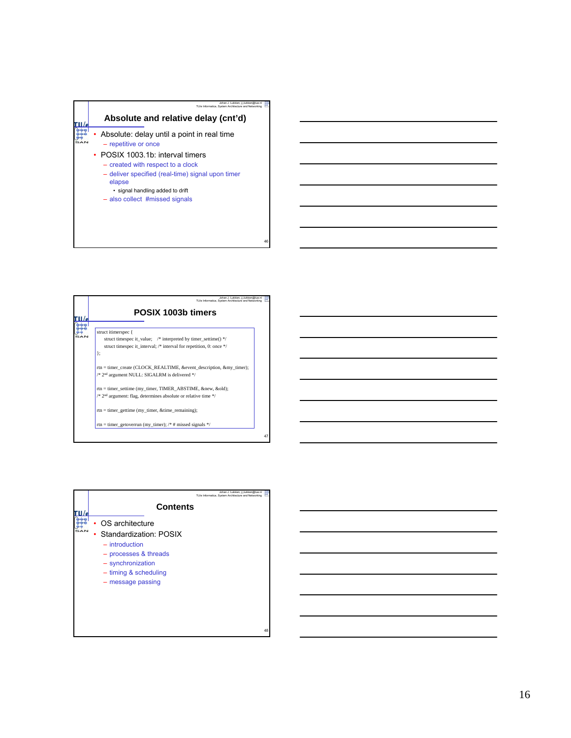## Absolute and relative delay (cnt'd)

- Absolute: delay until a point in real time
  - repetitive or once
- POSIX 1003.1b: interval timers
  - created with respect to a clock
  - deliver specified (real-time) signal upon timer elapse
    - signal handling added to drift
  - also collect #missed signals

## POSIX 1003b timers

```
struct itimerspec {
    struct timespec it_value;    /* interpreted by timer_settime() */
    struct timespec it_interval; /* interval for repetition, 0: once */
};

rtn = timer_create (CLOCK_REALTIME, &event_description, &my_timer);
/* 2nd argument NULL: SIGALRM is delivered */

rtn = timer_settime (my_timer, TIMER_ABSTIME, &new, &old);
/* 2nd argument: flag, determines absolute or relative time */

rtn = timer_gettime (my_timer, &time_remaining);

rtn = timer_getoverrun (my_timer); /* # missed signals */
```

## Contents

- OS architecture
- Standardization: POSIX
  - introduction
  - processes & threads
  - synchronization
  - timing & scheduling
  - message passing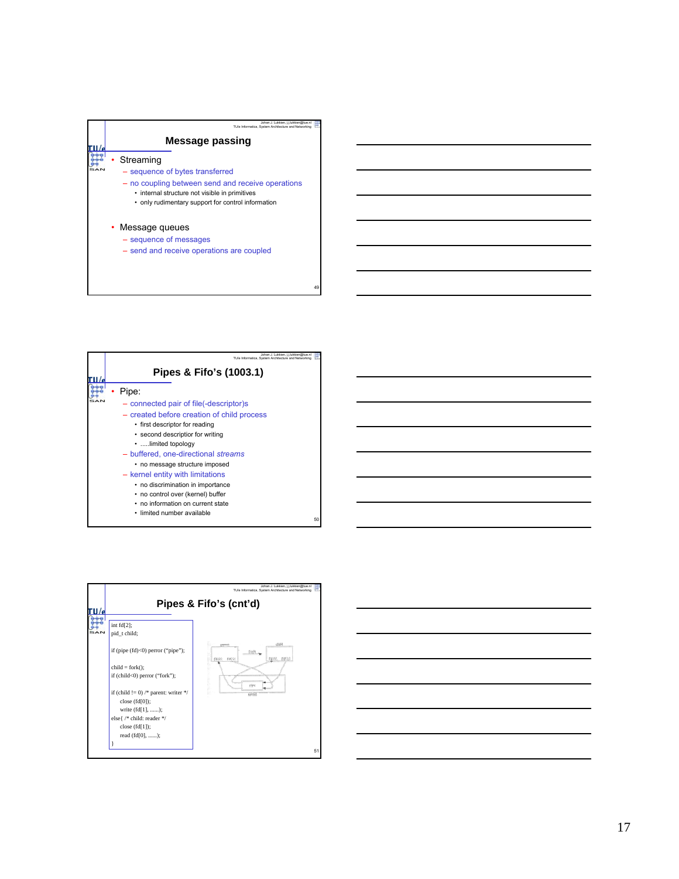## Message passing

- Streaming
  - sequence of bytes transferred
  - no coupling between send and receive operations
    - internal structure not visible in primitives
    - only rudimentary support for control information
- Message queues
  - sequence of messages
  - send and receive operations are coupled

## Pipes & Fifo's (1003.1)

- Pipe:
  - connected pair of file(-descriptor)s
  - created before creation of child process
    - first descriptor for reading
    - second descriptor for writing
    - .....limited topology
  - buffered, one-directional *streams*
    - no message structure imposed
  - kernel entity with limitations
    - no discrimination in importance
    - no control over (kernel) buffer
    - no information on current state
    - limited number available

## Pipes & Fifo's (cnt'd)

```
int fd[2];
pid_t child;

if (pipe (fd)<0) perror ("pipe");

child = fork();
if (child<0) perror ("fork");

if (child != 0) /* parent: writer */
    close (fd[0]);
    write (fd[1], ......);
else{ /* child: reader */
    close (fd[1]);
    read (fd[0], ......);
}
```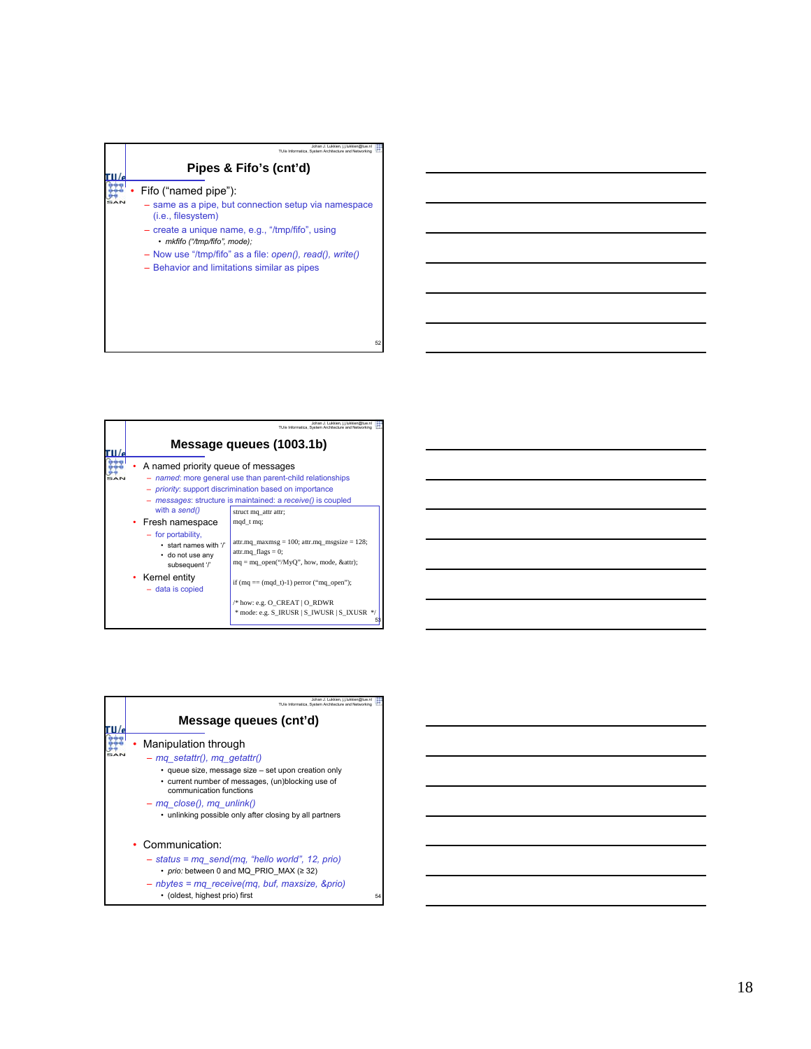## Pipes & Fifo's (cnt'd)

- Fifo ("named pipe"):
  - same as a pipe, but connection setup via namespace (i.e., filesystem)
  - create a unique name, e.g., "/tmp/fifo", using
    - *mkfifo ("/tmp/fifo", mode);*
  - Now use "/tmp/fifo" as a file: *open(), read(), write()*
  - Behavior and limitations similar as pipes

## Message queues (1003.1b)

- A named priority queue of messages
  - *named*: more general use than parent-child relationships
  - *priority*: support discrimination based on importance
  - *messages*: structure is maintained: a *receive()* is coupled with a *send()*
- Fresh namespace
  - for portability,
    - start names with '/'
    - do not use any subsequent '/'
- Kernel entity
  - data is copied

```
struct mq_attr attr;
mqd_t mq;

attr.mq_maxmsg = 100; attr.mq_msgsize = 128;
attr.mq_flags = 0;
mq = mq_open("/MyQ", how, mode, &attr);

if (mq == (mqd_t)-1) perror ("mq_open");

/* how: e.g. O_CREAT | O_RDWR
 * mode: e.g. S_IRUSR | S_IWUSR | S_IXUSR */
```

## Message queues (cnt'd)

- Manipulation through
  - *mq_setattr(), mq_getattr()*
    - queue size, message size – set upon creation only
    - current number of messages, (un)blocking use of communication functions
  - *mq_close(), mq_unlink()*
    - unlinking possible only after closing by all partners
- Communication:
  - *status = mq_send(mq, "hello world", 12, prio)*
    - *prio:* between 0 and MQ_PRIO_MAX (≥ 32)
  - *nbytes = mq_receive(mq, buf, maxsize, &prio)*
    - (oldest, highest prio) first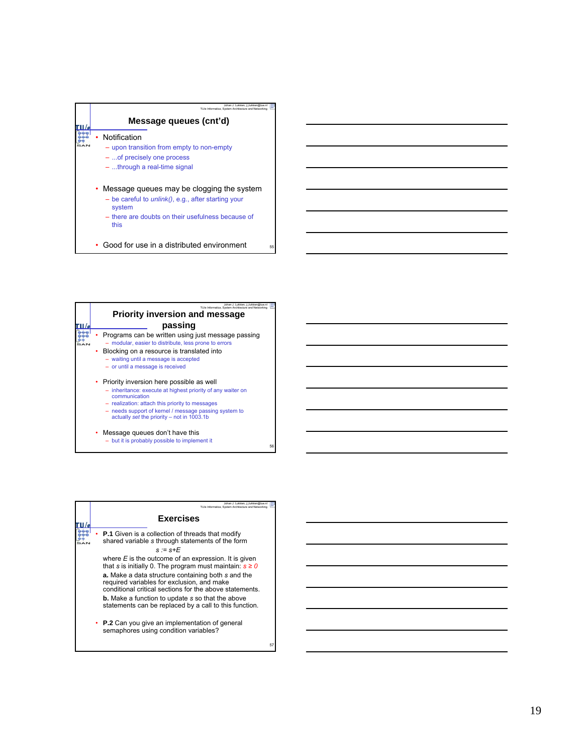## Message queues (cnt'd)

- Notification
  - upon transition from empty to non-empty
  - ...of precisely one process
  - ...through a real-time signal
- Message queues may be clogging the system
  - be careful to *unlink()*, e.g., after starting your system
  - there are doubts on their usefulness because of this
- Good for use in a distributed environment

## Priority inversion and message passing

- Programs can be written using just message passing
  - modular, easier to distribute, less prone to errors
- Blocking on a resource is translated into
  - waiting until a message is accepted
  - or until a message is received
- Priority inversion here possible as well
  - inheritance: execute at highest priority of any waiter on communication
  - realization: attach this priority to messages
  - needs support of kernel / message passing system to actually *set* the priority – not in 1003.1b
- Message queues don't have this
  - but it is probably possible to implement it

## Exercises

- **P.1** Given is a collection of threads that modify shared variable *s* through statements of the form

  $s := s{+}E$

  where *E* is the outcome of an expression. It is given that *s* is initially 0. The program must maintain: $s \geq 0$

  **a.** Make a data structure containing both *s* and the required variables for exclusion, and make conditional critical sections for the above statements.

  **b.** Make a function to update *s* so that the above statements can be replaced by a call to this function.

- **P.2** Can you give an implementation of general semaphores using condition variables?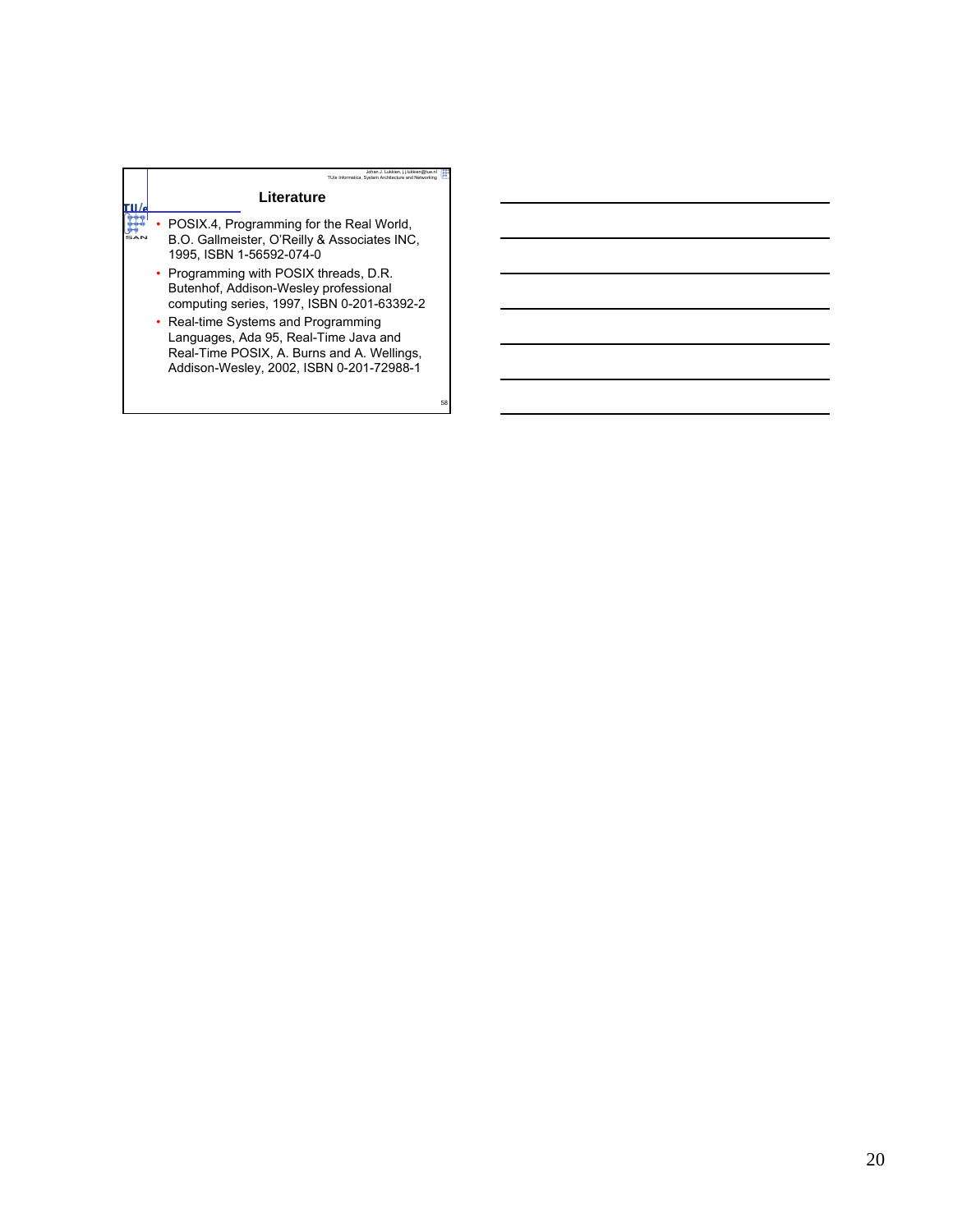## Literature

- POSIX.4, Programming for the Real World, B.O. Gallmeister, O'Reilly & Associates INC, 1995, ISBN 1-56592-074-0
- Programming with POSIX threads, D.R. Butenhof, Addison-Wesley professional computing series, 1997, ISBN 0-201-63392-2
- Real-time Systems and Programming Languages, Ada 95, Real-Time Java and Real-Time POSIX, A. Burns and A. Wellings, Addison-Wesley, 2002, ISBN 0-201-72988-1